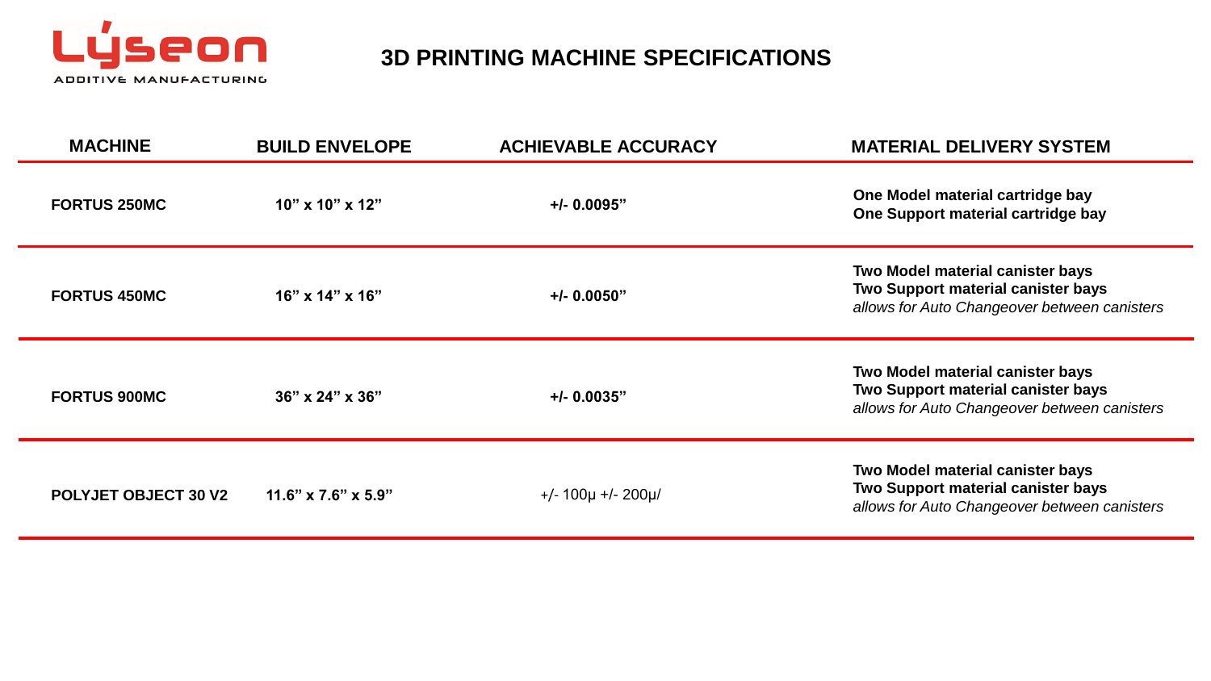Lýseon
ADDITIVE MANUFACTURING

# 3D PRINTING MACHINE SPECIFICATIONS

| MACHINE | BUILD ENVELOPE | ACHIEVABLE ACCURACY | MATERIAL DELIVERY SYSTEM |
|---|---|---|---|
| **FORTUS 250MC** | **10” x 10” x 12”** | **+/- 0.0095”** | **One Model material cartridge bay**<br>**One Support material cartridge bay** |
| **FORTUS 450MC** | **16” x 14” x 16”** | **+/- 0.0050”** | **Two Model material canister bays**<br>**Two Support material canister bays**<br>*allows for Auto Changeover between canisters* |
| **FORTUS 900MC** | **36” x 24” x 36”** | **+/- 0.0035”** | **Two Model material canister bays**<br>**Two Support material canister bays**<br>*allows for Auto Changeover between canisters* |
| **POLYJET OBJECT 30 V2** | **11.6” x 7.6” x 5.9”** | +/- 100µ +/- 200µ/ | **Two Model material canister bays**<br>**Two Support material canister bays**<br>*allows for Auto Changeover between canisters* |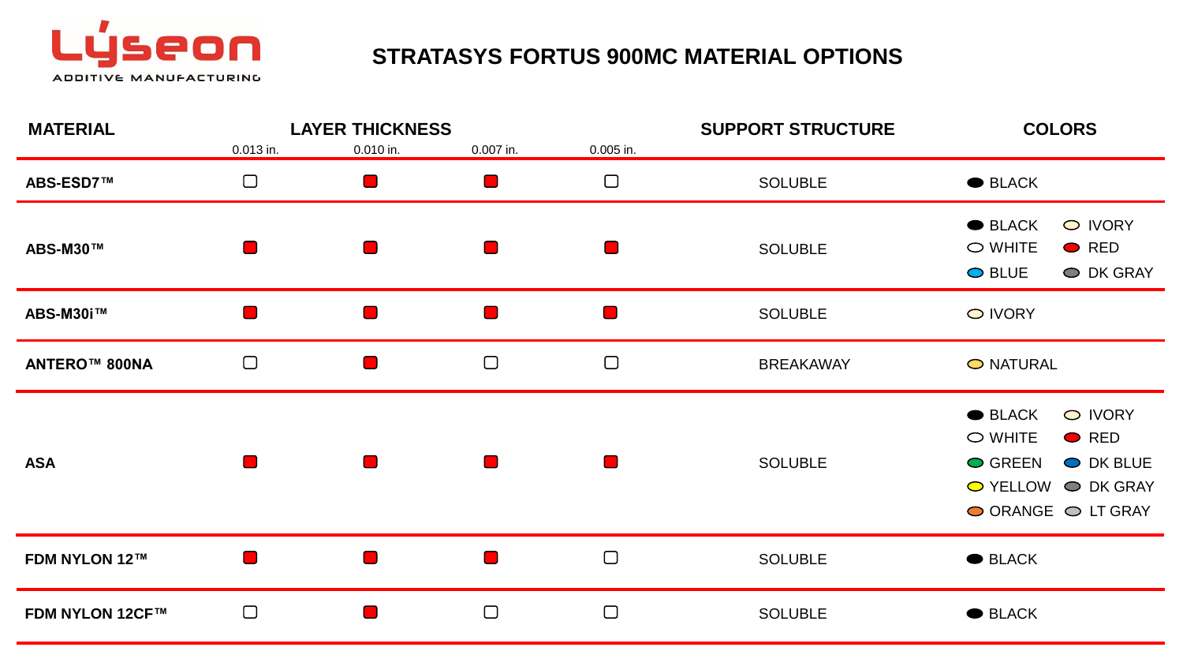Lýseon ADDITIVE MANUFACTURING

# STRATASYS FORTUS 900MC MATERIAL OPTIONS

| MATERIAL | LAYER THICKNESS 0.013 in. | 0.010 in. | 0.007 in. | 0.005 in. | SUPPORT STRUCTURE | COLORS |
|---|---|---|---|---|---|---|
| **ABS-ESD7™** | ☐ | ■ | ■ | ☐ | SOLUBLE | BLACK |
| **ABS-M30™** | ■ | ■ | ■ | ■ | SOLUBLE | BLACK, IVORY, WHITE, RED, BLUE, DK GRAY |
| **ABS-M30i™** | ■ | ■ | ■ | ■ | SOLUBLE | IVORY |
| **ANTERO™ 800NA** | ☐ | ■ | ☐ | ☐ | BREAKAWAY | NATURAL |
| **ASA** | ■ | ■ | ■ | ■ | SOLUBLE | BLACK, IVORY, WHITE, RED, GREEN, DK BLUE, YELLOW, DK GRAY, ORANGE, LT GRAY |
| **FDM NYLON 12™** | ■ | ■ | ■ | ☐ | SOLUBLE | BLACK |
| **FDM NYLON 12CF™** | ☐ | ■ | ☐ | ☐ | SOLUBLE | BLACK |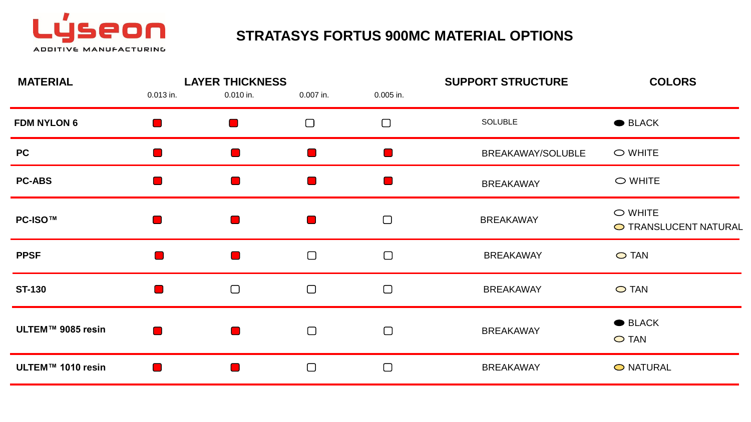# STRATASYS FORTUS 900MC MATERIAL OPTIONS

| MATERIAL | LAYER THICKNESS | | | | SUPPORT STRUCTURE | COLORS |
|---|---|---|---|---|---|---|
| | 0.013 in. | 0.010 in. | 0.007 in. | 0.005 in. | | |
| FDM NYLON 6 | ■ | ■ | □ | □ | SOLUBLE | BLACK |
| PC | ■ | ■ | ■ | ■ | BREAKAWAY/SOLUBLE | WHITE |
| PC-ABS | ■ | ■ | ■ | ■ | BREAKAWAY | WHITE |
| PC-ISO™ | ■ | ■ | ■ | □ | BREAKAWAY | WHITE<br>TRANSLUCENT NATURAL |
| PPSF | ■ | ■ | □ | □ | BREAKAWAY | TAN |
| ST-130 | ■ | □ | □ | □ | BREAKAWAY | TAN |
| ULTEM™ 9085 resin | ■ | ■ | □ | □ | BREAKAWAY | BLACK<br>TAN |
| ULTEM™ 1010 resin | ■ | ■ | □ | □ | BREAKAWAY | NATURAL |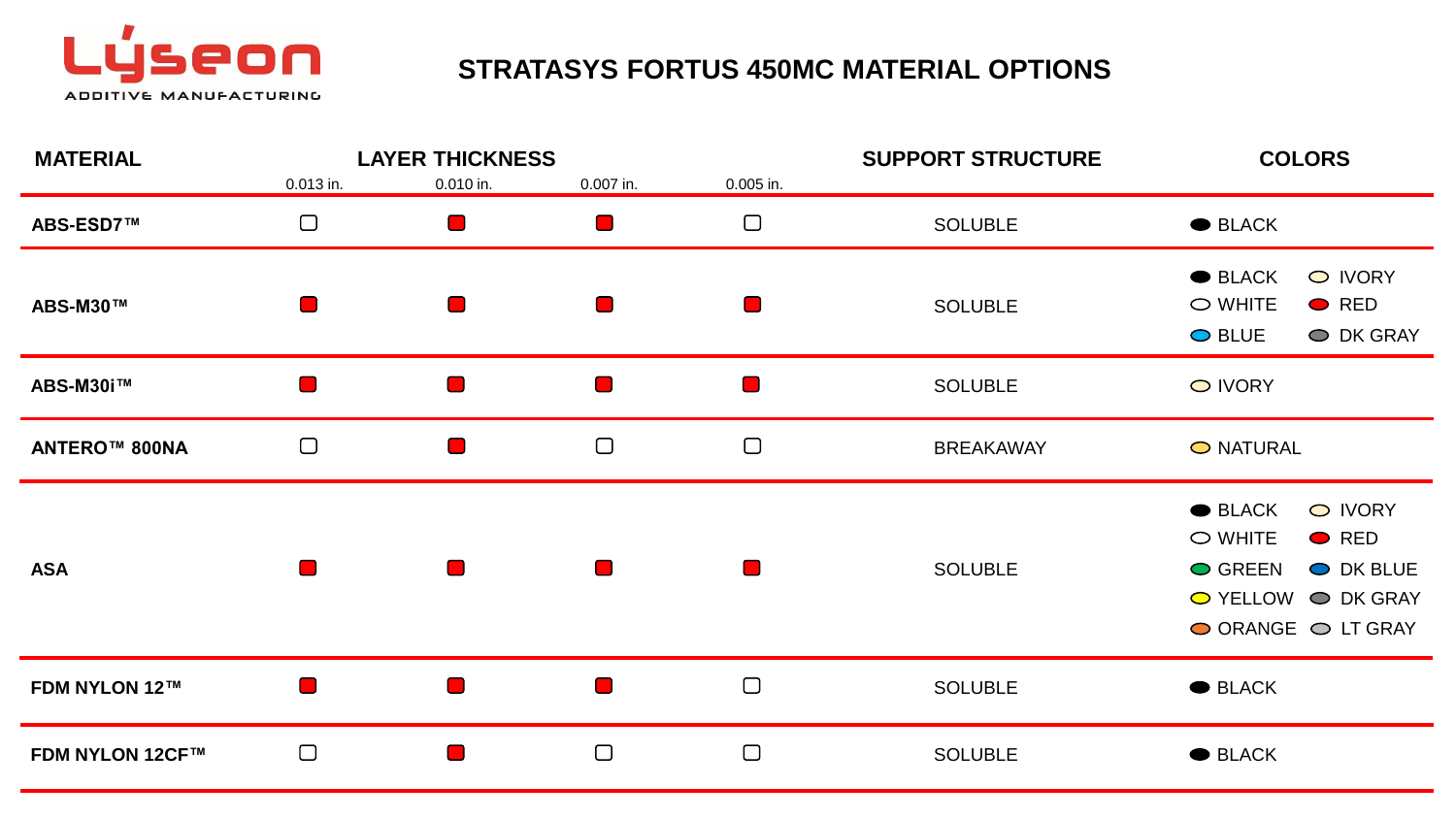## STRATASYS FORTUS 450MC MATERIAL OPTIONS

| MATERIAL | LAYER THICKNESS 0.013 in. | 0.010 in. | 0.007 in. | 0.005 in. | SUPPORT STRUCTURE | COLORS |
|---|---|---|---|---|---|---|
| **ABS-ESD7™** | ☐ | ■ | ■ | ☐ | SOLUBLE | BLACK |
| **ABS-M30™** | ■ | ■ | ■ | ■ | SOLUBLE | BLACK, IVORY, WHITE, RED, BLUE, DK GRAY |
| **ABS-M30i™** | ■ | ■ | ■ | ■ | SOLUBLE | IVORY |
| **ANTERO™ 800NA** | ☐ | ■ | ☐ | ☐ | BREAKAWAY | NATURAL |
| **ASA** | ■ | ■ | ■ | ■ | SOLUBLE | BLACK, IVORY, WHITE, RED, GREEN, DK BLUE, YELLOW, DK GRAY, ORANGE, LT GRAY |
| **FDM NYLON 12™** | ■ | ■ | ■ | ☐ | SOLUBLE | BLACK |
| **FDM NYLON 12CF™** | ☐ | ■ | ☐ | ☐ | SOLUBLE | BLACK |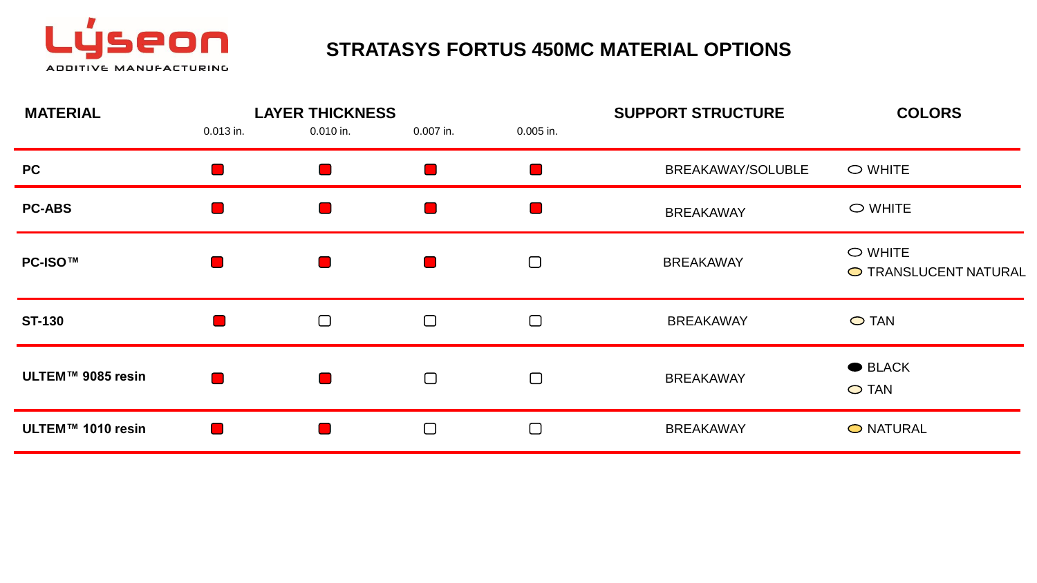Lýseon ADDITIVE MANUFACTURING

# STRATASYS FORTUS 450MC MATERIAL OPTIONS

| MATERIAL | LAYER THICKNESS | | | | SUPPORT STRUCTURE | COLORS |
|---|---|---|---|---|---|---|
| | 0.013 in. | 0.010 in. | 0.007 in. | 0.005 in. | | |
| **PC** | ■ | ■ | ■ | ■ | BREAKAWAY/SOLUBLE | WHITE |
| **PC-ABS** | ■ | ■ | ■ | ■ | BREAKAWAY | WHITE |
| **PC-ISO™** | ■ | ■ | ■ | □ | BREAKAWAY | WHITE<br>TRANSLUCENT NATURAL |
| **ST-130** | ■ | □ | □ | □ | BREAKAWAY | TAN |
| **ULTEM™ 9085 resin** | ■ | ■ | □ | □ | BREAKAWAY | BLACK<br>TAN |
| **ULTEM™ 1010 resin** | ■ | ■ | □ | □ | BREAKAWAY | NATURAL |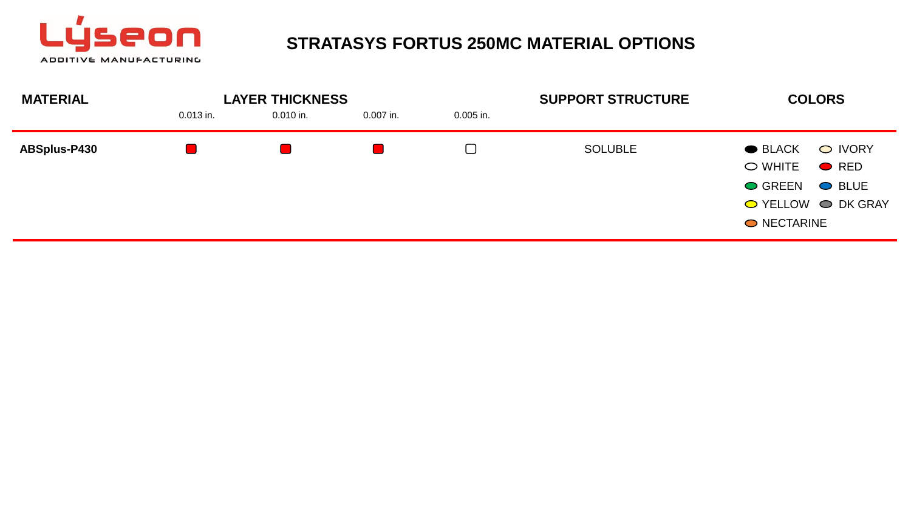Lýseon ADDITIVE MANUFACTURING

# STRATASYS FORTUS 250MC MATERIAL OPTIONS

| MATERIAL | LAYER THICKNESS | | | | SUPPORT STRUCTURE | COLORS |
|---|---|---|---|---|---|---|
| | 0.013 in. | 0.010 in. | 0.007 in. | 0.005 in. | | |
| **ABSplus-P430** | ■ | ■ | ■ | □ | SOLUBLE | BLACK, IVORY, WHITE, RED, GREEN, BLUE, YELLOW, DK GRAY, NECTARINE |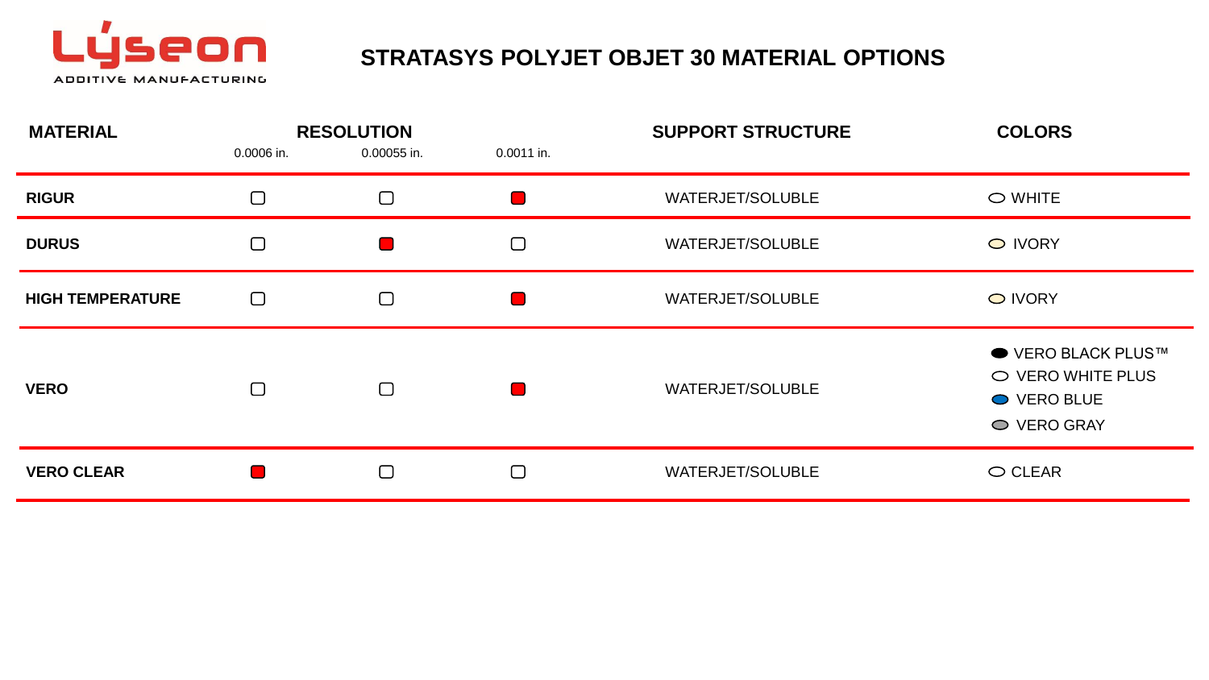Lýseon
ADDITIVE MANUFACTURING

# STRATASYS POLYJET OBJET 30 MATERIAL OPTIONS

| MATERIAL | RESOLUTION 0.0006 in. | 0.00055 in. | 0.0011 in. | SUPPORT STRUCTURE | COLORS |
|---|---|---|---|---|---|
| **RIGUR** | ☐ | ☐ | ■ | WATERJET/SOLUBLE | WHITE |
| **DURUS** | ☐ | ■ | ☐ | WATERJET/SOLUBLE | IVORY |
| **HIGH TEMPERATURE** | ☐ | ☐ | ■ | WATERJET/SOLUBLE | IVORY |
| **VERO** | ☐ | ☐ | ■ | WATERJET/SOLUBLE | VERO BLACK PLUS™<br>VERO WHITE PLUS<br>VERO BLUE<br>VERO GRAY |
| **VERO CLEAR** | ■ | ☐ | ☐ | WATERJET/SOLUBLE | CLEAR |